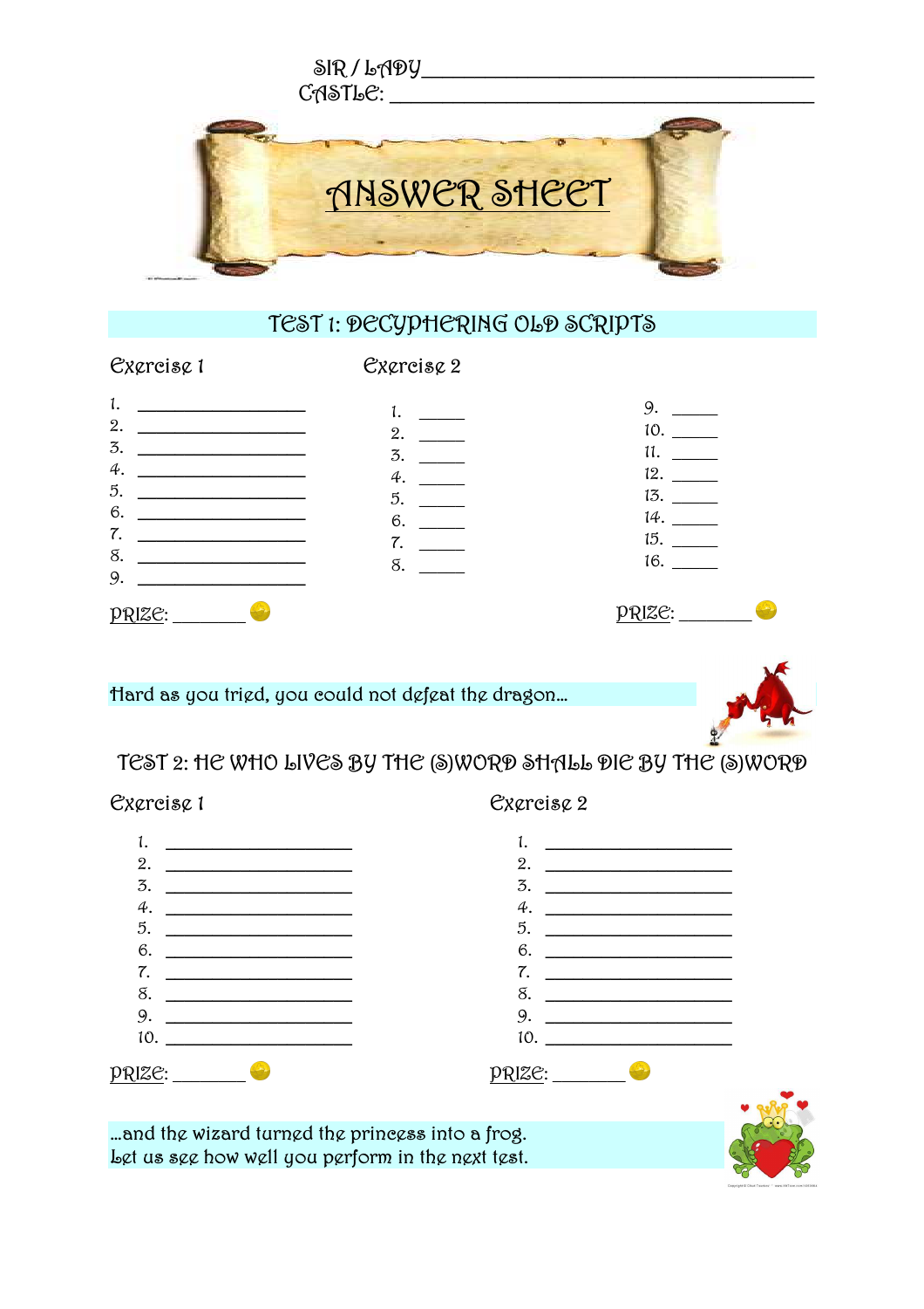SIR / LADY ___________________________________

CASTLE: ___________________________________

# ANSWER SHEET

## TEST 1: DECYPHERING OLD SCRIPTS

### Exercise 1

1. ________________
2. ________________
3. ________________
4. ________________
5. ________________
6. ________________
7. ________________
8. ________________
9. ________________

PRIZE: _______

### Exercise 2

1. _____
2. _____
3. _____
4. _____
5. _____
6. _____
7. _____
8. _____
9. _____
10. _____
11. _____
12. _____
13. _____
14. _____
15. _____
16. _____

PRIZE: _______

Hard as you tried, you could not defeat the dragon...

## TEST 2: HE WHO LIVES BY THE (S)WORD SHALL DIE BY THE (S)WORD

### Exercise 1

1. ________________
2. ________________
3. ________________
4. ________________
5. ________________
6. ________________
7. ________________
8. ________________
9. ________________
10. ________________

PRIZE: _______

### Exercise 2

1. ________________
2. ________________
3. ________________
4. ________________
5. ________________
6. ________________
7. ________________
8. ________________
9. ________________
10. ________________

PRIZE: _______

...and the wizard turned the princess into a frog.
Let us see how well you perform in the next test.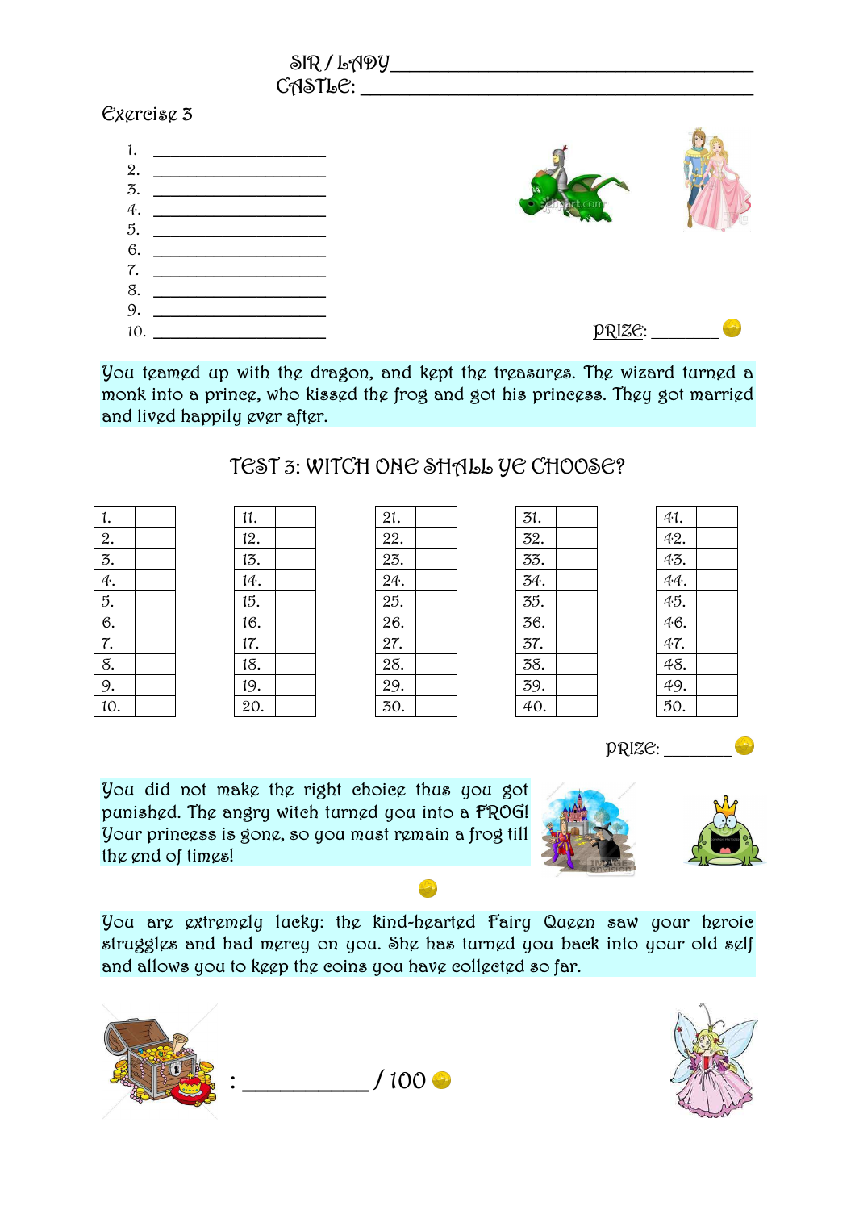SIR / LADY ___________________________________

CASTLE: ___________________________________

Exercise 3

1. ____________________
2. ____________________
3. ____________________
4. ____________________
5. ____________________
6. ____________________
7. ____________________
8. ____________________
9. ____________________
10. ____________________

PRIZE: _______

You teamed up with the dragon, and kept the treasures. The wizard turned a monk into a prince, who kissed the frog and got his princess. They got married and lived happily ever after.

## TEST 3: WITCH ONE SHALL YE CHOOSE?

| | | | | | | | | | |
|---|---|---|---|---|---|---|---|---|---|
| 1. | | 11. | | 21. | | 31. | | 41. | |
| 2. | | 12. | | 22. | | 32. | | 42. | |
| 3. | | 13. | | 23. | | 33. | | 43. | |
| 4. | | 14. | | 24. | | 34. | | 44. | |
| 5. | | 15. | | 25. | | 35. | | 45. | |
| 6. | | 16. | | 26. | | 36. | | 46. | |
| 7. | | 17. | | 27. | | 37. | | 47. | |
| 8. | | 18. | | 28. | | 38. | | 48. | |
| 9. | | 19. | | 29. | | 39. | | 49. | |
| 10. | | 20. | | 30. | | 40. | | 50. | |

PRIZE: _______

You did not make the right choice thus you got punished. The angry witch turned you into a FROG! Your princess is gone, so you must remain a frog till the end of times!

You are extremely lucky: the kind-hearted Fairy Queen saw your heroic struggles and had mercy on you. She has turned you back into your old self and allows you to keep the coins you have collected so far.

: __________ / 100